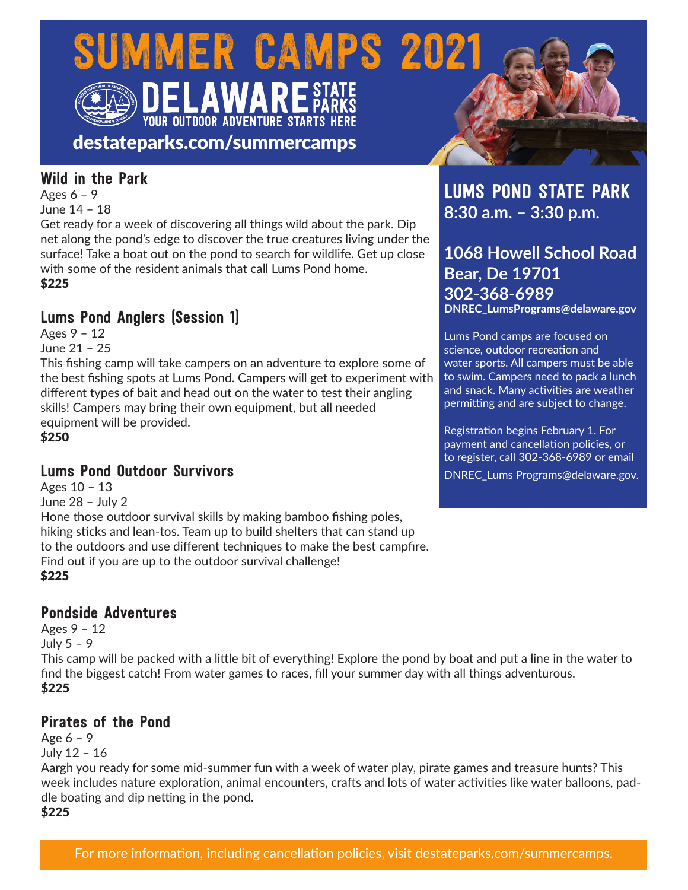# SUMMER CAMPS 2021

DELAWARE STATE PARKS
YOUR OUTDOOR ADVENTURE STARTS HERE

**destateparks.com/summercamps**

## LUMS POND STATE PARK

**8:30 a.m. – 3:30 p.m.**

**1068 Howell School Road**
**Bear, De 19701**
**302-368-6989**
**DNREC_LumsPrograms@delaware.gov**

Lums Pond camps are focused on science, outdoor recreation and water sports. All campers must be able to swim. Campers need to pack a lunch and snack. Many activities are weather permitting and are subject to change.

Registration begins February 1. For payment and cancellation policies, or to register, call 302-368-6989 or email DNREC_Lums Programs@delaware.gov.

### Wild in the Park

Ages 6 – 9
June 14 – 18
Get ready for a week of discovering all things wild about the park. Dip net along the pond's edge to discover the true creatures living under the surface! Take a boat out on the pond to search for wildlife. Get up close with some of the resident animals that call Lums Pond home.
**$225**

### Lums Pond Anglers (Session 1)

Ages 9 – 12
June 21 – 25
This fishing camp will take campers on an adventure to explore some of the best fishing spots at Lums Pond. Campers will get to experiment with different types of bait and head out on the water to test their angling skills! Campers may bring their own equipment, but all needed equipment will be provided.
**$250**

### Lums Pond Outdoor Survivors

Ages 10 – 13
June 28 – July 2
Hone those outdoor survival skills by making bamboo fishing poles, hiking sticks and lean-tos. Team up to build shelters that can stand up to the outdoors and use different techniques to make the best campfire. Find out if you are up to the outdoor survival challenge!
**$225**

### Pondside Adventures

Ages 9 – 12
July 5 – 9
This camp will be packed with a little bit of everything! Explore the pond by boat and put a line in the water to find the biggest catch! From water games to races, fill your summer day with all things adventurous.
**$225**

### Pirates of the Pond

Age 6 – 9
July 12 – 16
Aargh you ready for some mid-summer fun with a week of water play, pirate games and treasure hunts? This week includes nature exploration, animal encounters, crafts and lots of water activities like water balloons, paddle boating and dip netting in the pond.
**$225**

For more information, including cancellation policies, visit destateparks.com/summercamps.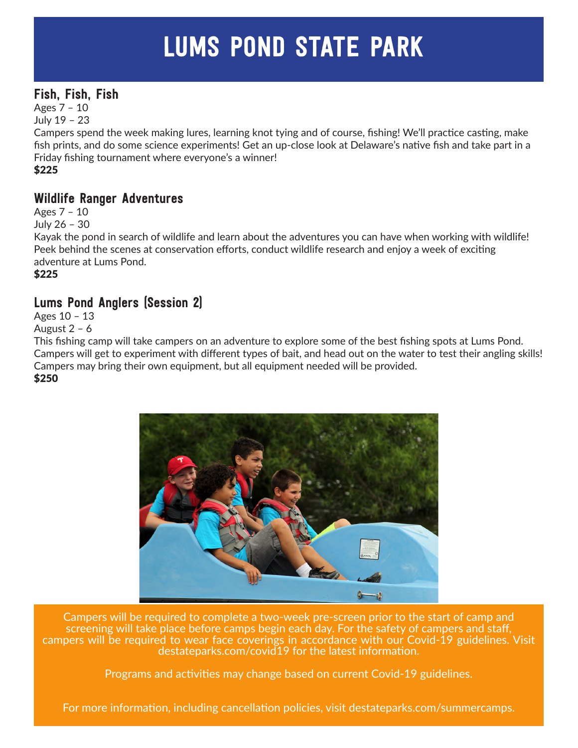# LUMS POND STATE PARK

## Fish, Fish, Fish

Ages 7 – 10

July 19 – 23

Campers spend the week making lures, learning knot tying and of course, fishing! We'll practice casting, make fish prints, and do some science experiments! Get an up-close look at Delaware's native fish and take part in a Friday fishing tournament where everyone's a winner!

**$225**

## Wildlife Ranger Adventures

Ages 7 – 10

July 26 – 30

Kayak the pond in search of wildlife and learn about the adventures you can have when working with wildlife! Peek behind the scenes at conservation efforts, conduct wildlife research and enjoy a week of exciting adventure at Lums Pond.

**$225**

## Lums Pond Anglers (Session 2)

Ages 10 – 13

August 2 – 6

This fishing camp will take campers on an adventure to explore some of the best fishing spots at Lums Pond. Campers will get to experiment with different types of bait, and head out on the water to test their angling skills! Campers may bring their own equipment, but all equipment needed will be provided.

**$250**

Campers will be required to complete a two-week pre-screen prior to the start of camp and screening will take place before camps begin each day. For the safety of campers and staff, campers will be required to wear face coverings in accordance with our Covid-19 guidelines. Visit destateparks.com/covid19 for the latest information.

Programs and activities may change based on current Covid-19 guidelines.

For more information, including cancellation policies, visit destateparks.com/summercamps.